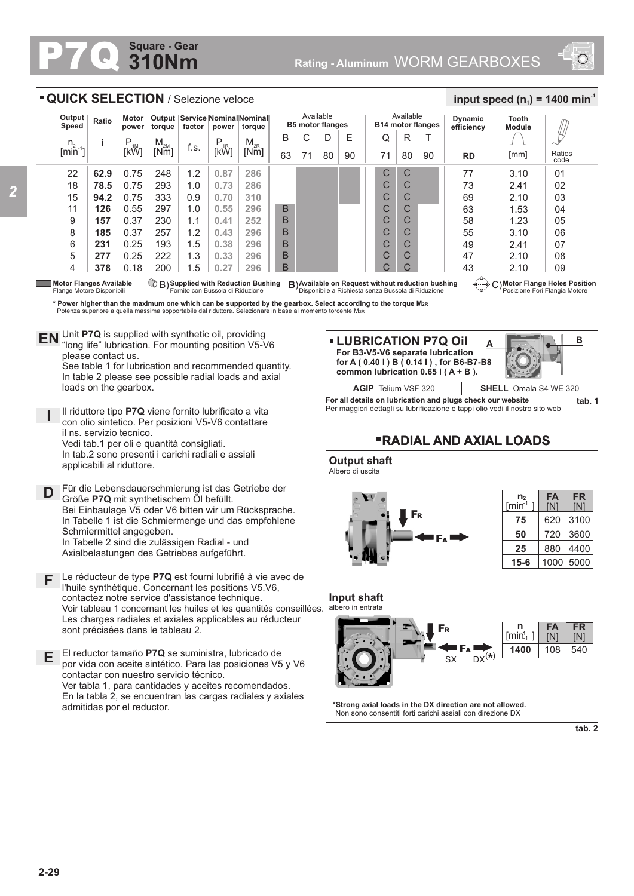# P7Q Square - Gear 310Nm

Rating - Aluminum WORM GEARBOXES

## QUICK SELECTION / Selezione veloce

input speed ($n_1$) = 1400 min$^{-1}$

| Output Speed $n_2$ [min$^{-1}$] | Ratio i | Motor power $P_{1M}$ [kW] | Output torque $M_{2M}$ [Nm] | Service factor f.s. | Nominal power $P_{1R}$ [kW] | Nominal torque $M_{2R}$ [Nm] | B5 B 63 | B5 C 71 | B5 D 80 | B5 E 90 | B14 Q 71 | B14 R 80 | B14 T 90 | Dynamic efficiency RD | Tooth Module [mm] | Ratios code |
|---|---|---|---|---|---|---|---|---|---|---|---|---|---|---|---|---|
| 22 | **62.9** | 0.75 | 248 | 1.2 | **0.87** | **286** | | | | | C | C | | 77 | 3.10 | 01 |
| 18 | **78.5** | 0.75 | 293 | 1.0 | **0.73** | **286** | | | | | C | C | | 73 | 2.41 | 02 |
| 15 | **94.2** | 0.75 | 333 | 0.9 | **0.70** | **310** | | | | | C | C | | 69 | 2.10 | 03 |
| 11 | **126** | 0.55 | 297 | 1.0 | **0.55** | **296** | B | | | | C | C | | 63 | 1.53 | 04 |
| 9 | **157** | 0.37 | 230 | 1.1 | **0.41** | **252** | B | | | | C | C | | 58 | 1.23 | 05 |
| 8 | **185** | 0.37 | 257 | 1.2 | **0.43** | **296** | B | | | | C | C | | 55 | 3.10 | 06 |
| 6 | **231** | 0.25 | 193 | 1.5 | **0.38** | **296** | B | | | | C | C | | 49 | 2.41 | 07 |
| 5 | **277** | 0.25 | 222 | 1.3 | **0.33** | **296** | B | | | | C | C | | 47 | 2.10 | 08 |
| 4 | **378** | 0.18 | 200 | 1.5 | **0.27** | **296** | B | | | | C | C | | 43 | 2.10 | 09 |

**Motor Flanges Available** Flange Motore Disponibili — B) **Supplied with Reduction Bushing** Fornito con Bussola di Riduzione — B) **Available on Request without reduction bushing** Disponibile a Richiesta senza Bussola di Riduzione — C) **Motor Flange Holes Position** Posizione Fori Flangia Motore

**\* Power higher than the maximum one which can be supported by the gearbox. Select according to the torque $M_{2R}$**
Potenza superiore a quella massima sopportabile dal riduttore. Selezionare in base al momento torcente $M_{2R}$

**EN** Unit **P7Q** is supplied with synthetic oil, providing "long life" lubrication. For mounting position V5-V6 please contact us.
See table 1 for lubrication and recommended quantity.
In table 2 please see possible radial loads and axial loads on the gearbox.

**I** Il riduttore tipo **P7Q** viene fornito lubrificato a vita con olio sintetico. Per posizioni V5-V6 contattare il ns. servizio tecnico.
Vedi tab.1 per oli e quantità consigliati.
In tab.2 sono presenti i carichi radiali e assiali applicabili al riduttore.

**D** Für die Lebensdauerschmierung ist das Getriebe der Größe **P7Q** mit synthetischem Öl befüllt.
Bei Einbaulage V5 oder V6 bitten wir um Rücksprache.
In Tabelle 1 ist die Schmiermenge und das empfohlene Schmiermittel angegeben.
In Tabelle 2 sind die zulässigen Radial - und Axialbelastungen des Getriebes aufgeführt.

**F** Le réducteur de type **P7Q** est fourni lubrifié à vie avec de l'huile synthétique. Concernant les positions V5.V6, contactez notre service d'assistance technique.
Voir tableau 1 concernant les huiles et les quantités conseillées.
Les charges radiales et axiales applicables au réducteur sont précisées dans le tableau 2.

**E** El reductor tamaño **P7Q** se suministra, lubricado de por vida con aceite sintético. Para las posiciones V5 y V6 contactar con nuestro servicio técnico.
Ver tabla 1, para cantidades y aceites recomendados.
En la tabla 2, se encuentran las cargas radiales y axiales admitidas por el reductor.

## LUBRICATION P7Q Oil

**For B3-V5-V6 separate lubrication for A ( 0.40 l ) B ( 0.14 l ), for B6-B7-B8 common lubrication 0.65 l ( A + B ).**

| AGIP Telium VSF 320 | SHELL Omala S4 WE 320 |
|---|---|

**For all details on lubrication and plugs check our website**
Per maggiori dettagli su lubrificazione e tappi olio vedi il nostro sito web

tab. 1

## RADIAL AND AXIAL LOADS

**Output shaft**
Albero di uscita

| $n_2$ [min$^{-1}$] | FA [N] | FR [N] |
|---|---|---|
| **75** | 620 | 3100 |
| **50** | 720 | 3600 |
| **25** | 880 | 4400 |
| **15-6** | 1000 | 5000 |

**Input shaft**
albero in entrata

| $n_1$ [min$^{-1}$] | FA [N] | FR [N] |
|---|---|---|
| **1400** | 108 | 540 |

SX DX(\*)

**\*Strong axial loads in the DX direction are not allowed.**
Non sono consentiti forti carichi assiali con direzione DX

tab. 2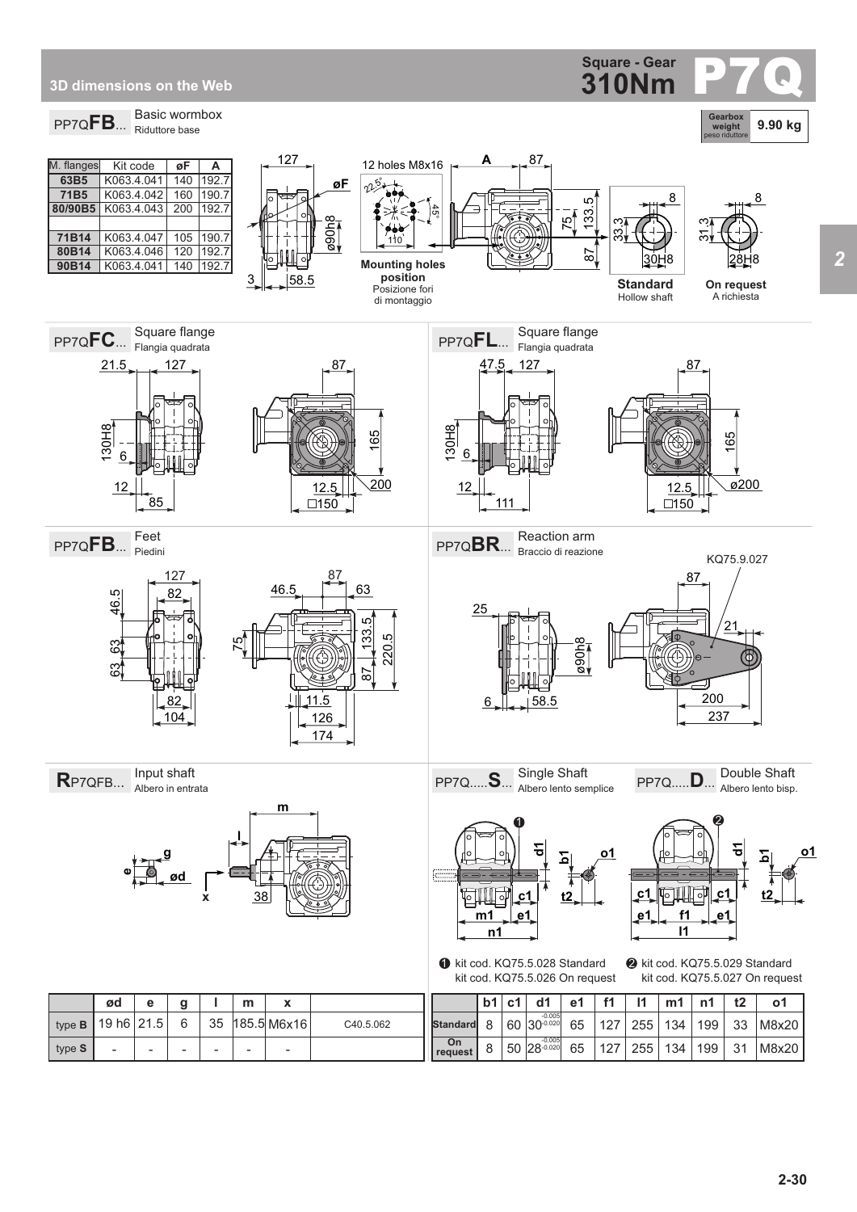3D dimensions on the Web

# Square - Gear 310Nm P7Q

## PP7QFB... Basic wormbox
Riduttore base

Gearbox weight / peso riduttore: **9.90 kg**

| M. flanges | Kit code | øF | A |
|---|---|---|---|
| 63B5 | K063.4.041 | 140 | 192.7 |
| 71B5 | K063.4.042 | 160 | 190.7 |
| 80/90B5 | K063.4.043 | 200 | 192.7 |
| | | | |
| 71B14 | K063.4.047 | 105 | 190.7 |
| 80B14 | K063.4.046 | 120 | 192.7 |
| 90B14 | K063.4.041 | 140 | 192.7 |

127
øF
ø90h8
3
58.5

12 holes M8x16
22.5°
45°
110

**Mounting holes position**
Posizione fori di montaggio

A
87
75
133.5
87

8
33.3
30H8
**Standard**
Hollow shaft

8
31.3
28H8
**On request**
A richiesta

## PP7QFC... Square flange
Flangia quadrata

21.5
127
130H8
6
12
85
87
165
12.5
200
□150

## PP7QFL... Square flange
Flangia quadrata

47.5
127
130H8
6
12
111
87
165
12.5
ø200
□150

## PP7QFB... Feet
Piedini

127
82
46.5
63
63
82
104
46.5
87
63
75
133.5
87
220.5
11.5
126
174

## PP7QBR... Reaction arm
Braccio di reazione

KQ75.9.027
25
ø90h8
6
58.5
87
21
200
237

## RP7QFB... Input shaft
Albero in entrata

m
l
g
e
ød
x
38

| | ød | e | g | l | m | x | |
|---|---|---|---|---|---|---|---|
| type **B** | 19 h6 | 21.5 | 6 | 35 | 185.5 | M6x16 | C40.5.062 |
| type **S** | - | - | - | - | - | - | |

## PP7Q.....S... Single Shaft
Albero lento semplice

## PP7Q.....D... Double Shaft
Albero lento bisp.

d1
b1
o1
c1
t2
m1
e1
n1
f1
l1

❶ kit cod. KQ75.5.028 Standard
kit cod. KQ75.5.026 On request

❷ kit cod. KQ75.5.029 Standard
kit cod. KQ75.5.027 On request

| | b1 | c1 | d1 | e1 | f1 | l1 | m1 | n1 | t2 | o1 |
|---|---|---|---|---|---|---|---|---|---|---|
| Standard | 8 | 60 | $30^{-0.005}_{-0.020}$ | 65 | 127 | 255 | 134 | 199 | 33 | M8x20 |
| On request | 8 | 50 | $28^{-0.005}_{-0.020}$ | 65 | 127 | 255 | 134 | 199 | 31 | M8x20 |